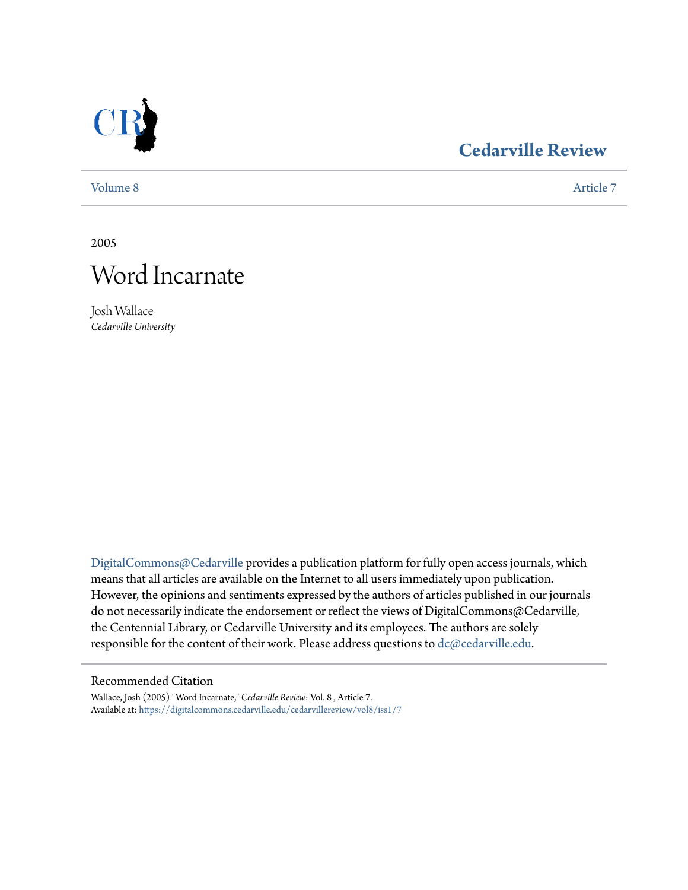# Cedarville Review

Volume 8 | Article 7

2005

# Word Incarnate

Josh Wallace
*Cedarville University*

DigitalCommons@Cedarville provides a publication platform for fully open access journals, which means that all articles are available on the Internet to all users immediately upon publication. However, the opinions and sentiments expressed by the authors of articles published in our journals do not necessarily indicate the endorsement or reflect the views of DigitalCommons@Cedarville, the Centennial Library, or Cedarville University and its employees. The authors are solely responsible for the content of their work. Please address questions to dc@cedarville.edu.

## Recommended Citation

Wallace, Josh (2005) "Word Incarnate," *Cedarville Review*: Vol. 8 , Article 7.
Available at: https://digitalcommons.cedarville.edu/cedarvillereview/vol8/iss1/7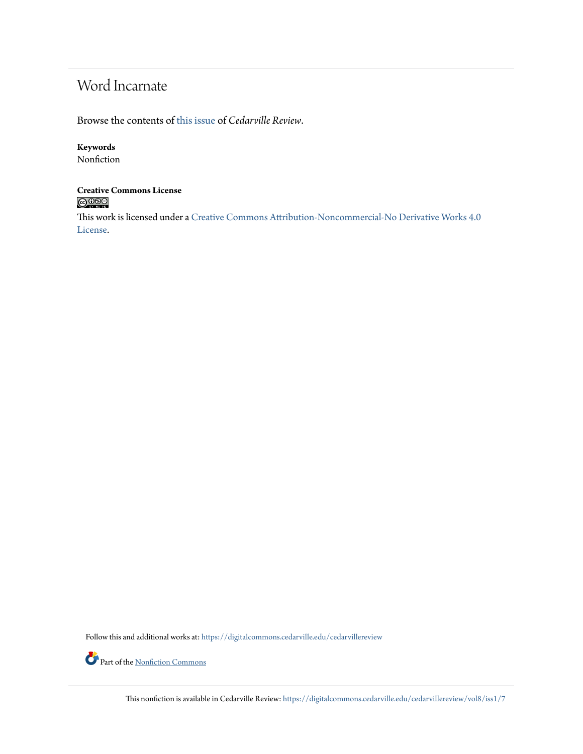# Word Incarnate

Browse the contents of this issue of *Cedarville Review*.

**Keywords**
Nonfiction

**Creative Commons License**

This work is licensed under a Creative Commons Attribution-Noncommercial-No Derivative Works 4.0 License.

Follow this and additional works at: https://digitalcommons.cedarville.edu/cedarvillereview

Part of the Nonfiction Commons

This nonfiction is available in Cedarville Review: https://digitalcommons.cedarville.edu/cedarvillereview/vol8/iss1/7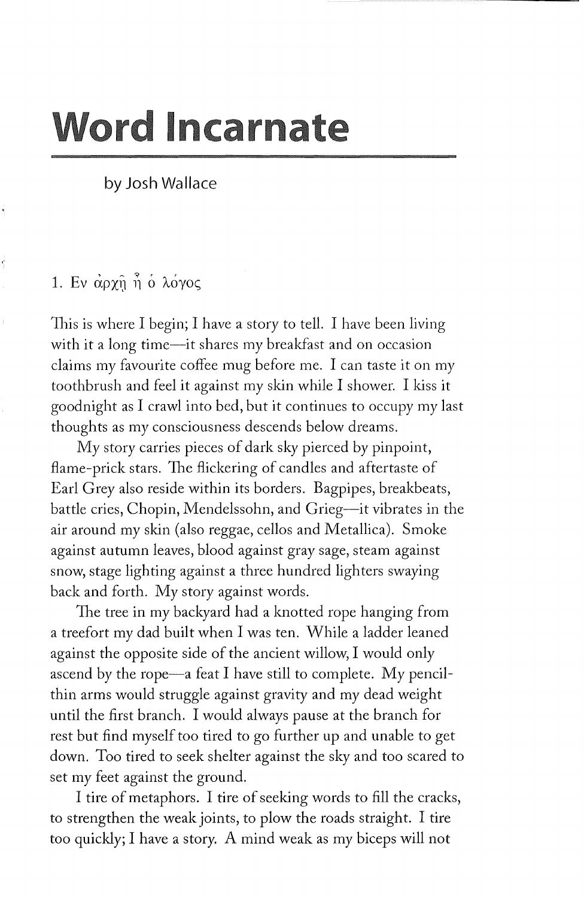# Word Incarnate

by Josh Wallace

## 1. Εν ἀρχῇ ἦ ὁ λόγος

This is where I begin; I have a story to tell. I have been living with it a long time—it shares my breakfast and on occasion claims my favourite coffee mug before me. I can taste it on my toothbrush and feel it against my skin while I shower. I kiss it goodnight as I crawl into bed, but it continues to occupy my last thoughts as my consciousness descends below dreams.

My story carries pieces of dark sky pierced by pinpoint, flame-prick stars. The flickering of candles and aftertaste of Earl Grey also reside within its borders. Bagpipes, breakbeats, battle cries, Chopin, Mendelssohn, and Grieg—it vibrates in the air around my skin (also reggae, cellos and Metallica). Smoke against autumn leaves, blood against gray sage, steam against snow, stage lighting against a three hundred lighters swaying back and forth. My story against words.

The tree in my backyard had a knotted rope hanging from a treefort my dad built when I was ten. While a ladder leaned against the opposite side of the ancient willow, I would only ascend by the rope—a feat I have still to complete. My pencil-thin arms would struggle against gravity and my dead weight until the first branch. I would always pause at the branch for rest but find myself too tired to go further up and unable to get down. Too tired to seek shelter against the sky and too scared to set my feet against the ground.

I tire of metaphors. I tire of seeking words to fill the cracks, to strengthen the weak joints, to plow the roads straight. I tire too quickly; I have a story. A mind weak as my biceps will not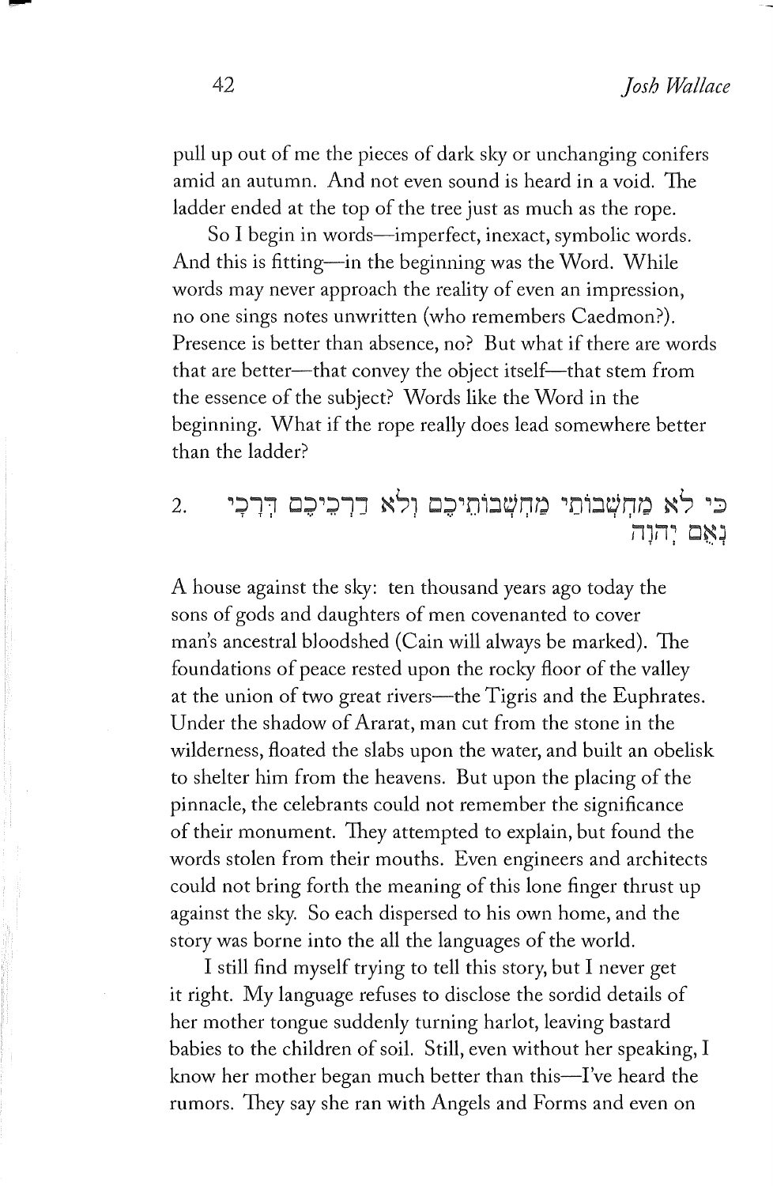pull up out of me the pieces of dark sky or unchanging conifers amid an autumn. And not even sound is heard in a void. The ladder ended at the top of the tree just as much as the rope.

So I begin in words—imperfect, inexact, symbolic words. And this is fitting—in the beginning was the Word. While words may never approach the reality of even an impression, no one sings notes unwritten (who remembers Caedmon?). Presence is better than absence, no? But what if there are words that are better—that convey the object itself—that stem from the essence of the subject? Words like the Word in the beginning. What if the rope really does lead somewhere better than the ladder?

## 2. כִּי לֹא מַחְשְׁבוֹתַי מַחְשְׁבוֹתֵיכֶם וְלֹא דַרְכֵיכֶם דְּרָכָי נְאֻם יְהוָה

A house against the sky: ten thousand years ago today the sons of gods and daughters of men covenanted to cover man's ancestral bloodshed (Cain will always be marked). The foundations of peace rested upon the rocky floor of the valley at the union of two great rivers—the Tigris and the Euphrates. Under the shadow of Ararat, man cut from the stone in the wilderness, floated the slabs upon the water, and built an obelisk to shelter him from the heavens. But upon the placing of the pinnacle, the celebrants could not remember the significance of their monument. They attempted to explain, but found the words stolen from their mouths. Even engineers and architects could not bring forth the meaning of this lone finger thrust up against the sky. So each dispersed to his own home, and the story was borne into the all the languages of the world.

I still find myself trying to tell this story, but I never get it right. My language refuses to disclose the sordid details of her mother tongue suddenly turning harlot, leaving bastard babies to the children of soil. Still, even without her speaking, I know her mother began much better than this—I've heard the rumors. They say she ran with Angels and Forms and even on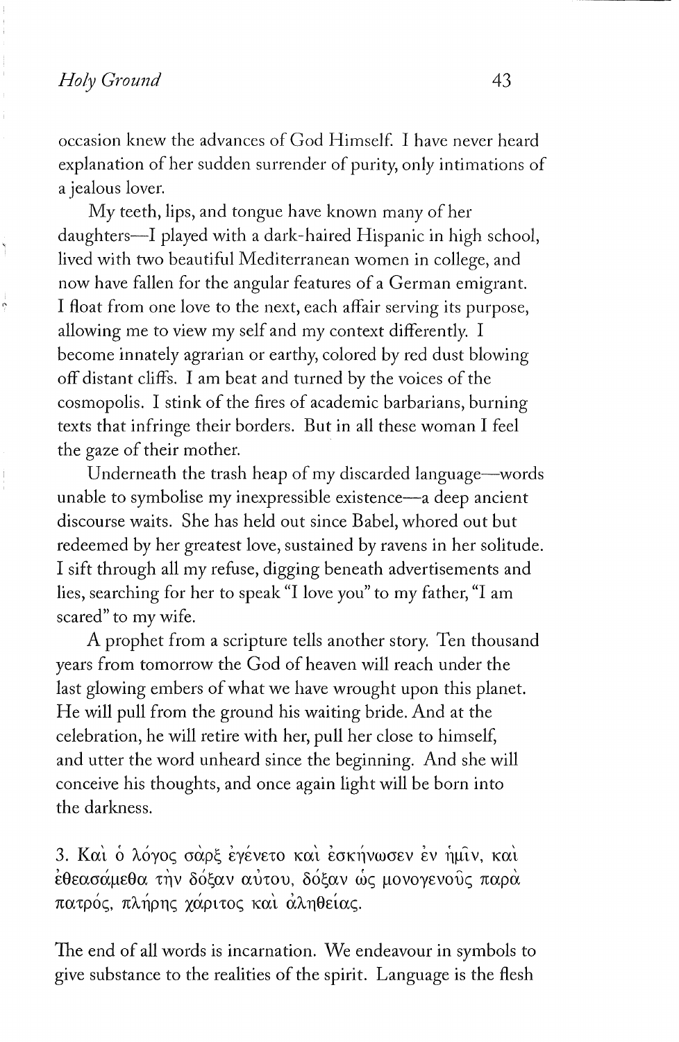occasion knew the advances of God Himself. I have never heard explanation of her sudden surrender of purity, only intimations of a jealous lover.

My teeth, lips, and tongue have known many of her daughters—I played with a dark-haired Hispanic in high school, lived with two beautiful Mediterranean women in college, and now have fallen for the angular features of a German emigrant. I float from one love to the next, each affair serving its purpose, allowing me to view my self and my context differently. I become innately agrarian or earthy, colored by red dust blowing off distant cliffs. I am beat and turned by the voices of the cosmopolis. I stink of the fires of academic barbarians, burning texts that infringe their borders. But in all these woman I feel the gaze of their mother.

Underneath the trash heap of my discarded language—words unable to symbolise my inexpressible existence—a deep ancient discourse waits. She has held out since Babel, whored out but redeemed by her greatest love, sustained by ravens in her solitude. I sift through all my refuse, digging beneath advertisements and lies, searching for her to speak "I love you" to my father, "I am scared" to my wife.

A prophet from a scripture tells another story. Ten thousand years from tomorrow the God of heaven will reach under the last glowing embers of what we have wrought upon this planet. He will pull from the ground his waiting bride. And at the celebration, he will retire with her, pull her close to himself, and utter the word unheard since the beginning. And she will conceive his thoughts, and once again light will be born into the darkness.

3. Καὶ ὁ λόγος σὰρξ ἐγένετο καὶ ἐσκήνωσεν ἐν ἡμῖν, καὶ ἐθεασάμεθα τὴν δόξαν αὐτου, δόξαν ὡς μονογενοῦς παρὰ πατρός, πλήρης χάριτος καὶ ἀληθείας.

The end of all words is incarnation. We endeavour in symbols to give substance to the realities of the spirit. Language is the flesh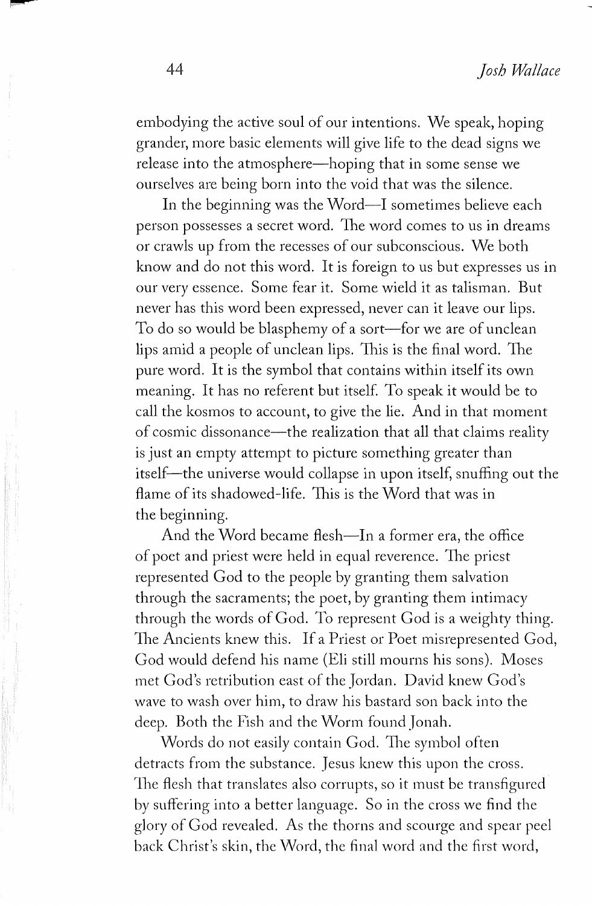embodying the active soul of our intentions. We speak, hoping grander, more basic elements will give life to the dead signs we release into the atmosphere—hoping that in some sense we ourselves are being born into the void that was the silence.

In the beginning was the Word—I sometimes believe each person possesses a secret word. The word comes to us in dreams or crawls up from the recesses of our subconscious. We both know and do not this word. It is foreign to us but expresses us in our very essence. Some fear it. Some wield it as talisman. But never has this word been expressed, never can it leave our lips. To do so would be blasphemy of a sort—for we are of unclean lips amid a people of unclean lips. This is the final word. The pure word. It is the symbol that contains within itself its own meaning. It has no referent but itself. To speak it would be to call the kosmos to account, to give the lie. And in that moment of cosmic dissonance—the realization that all that claims reality is just an empty attempt to picture something greater than itself—the universe would collapse in upon itself, snuffing out the flame of its shadowed-life. This is the Word that was in the beginning.

And the Word became flesh—In a former era, the office of poet and priest were held in equal reverence. The priest represented God to the people by granting them salvation through the sacraments; the poet, by granting them intimacy through the words of God. To represent God is a weighty thing. The Ancients knew this. If a Priest or Poet misrepresented God, God would defend his name (Eli still mourns his sons). Moses met God's retribution east of the Jordan. David knew God's wave to wash over him, to draw his bastard son back into the deep. Both the Fish and the Worm found Jonah.

Words do not easily contain God. The symbol often detracts from the substance. Jesus knew this upon the cross. The flesh that translates also corrupts, so it must be transfigured by suffering into a better language. So in the cross we find the glory of God revealed. As the thorns and scourge and spear peel back Christ's skin, the Word, the final word and the first word,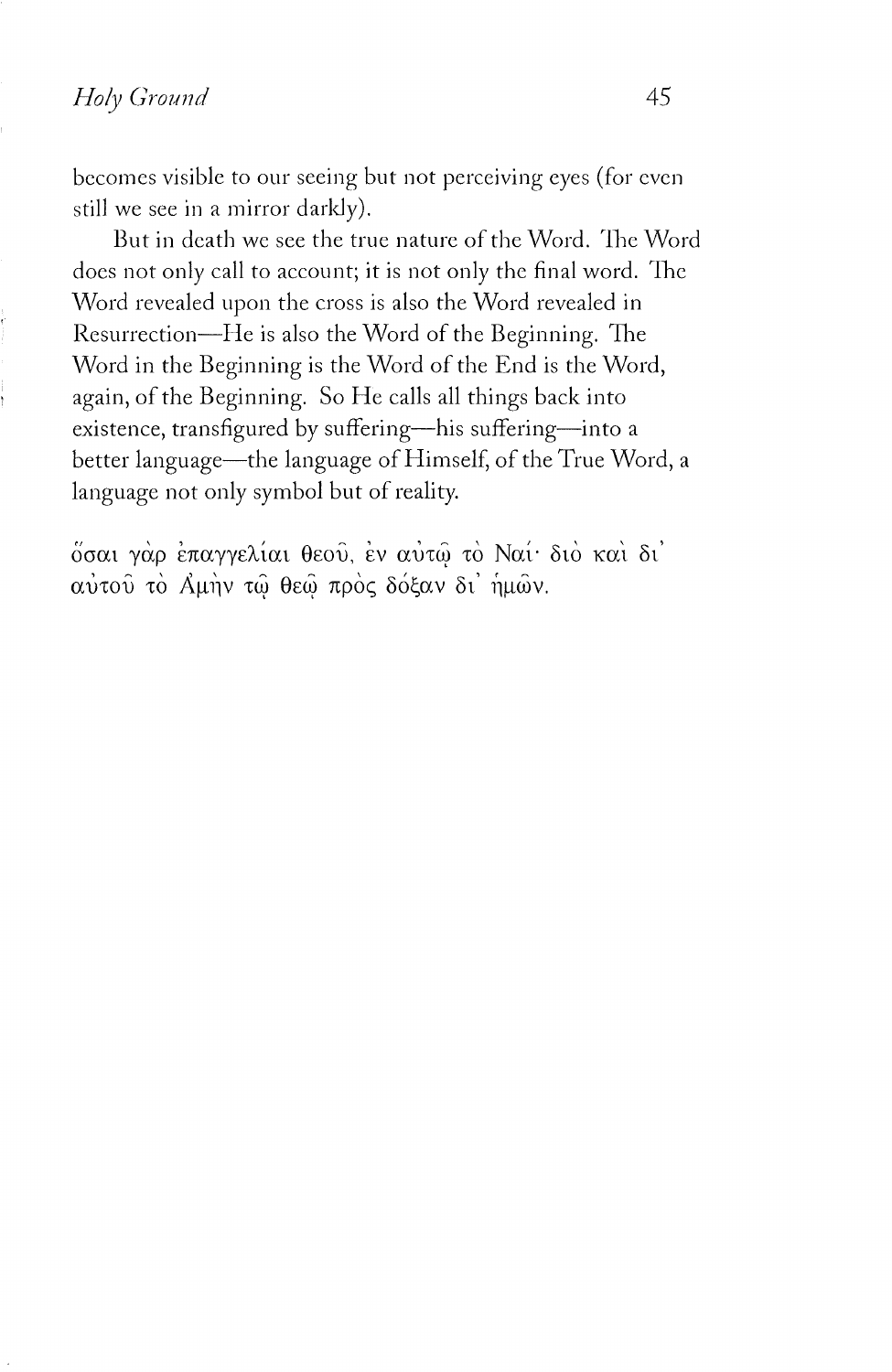becomes visible to our seeing but not perceiving eyes (for even still we see in a mirror darkly).

But in death we see the true nature of the Word. The Word does not only call to account; it is not only the final word. The Word revealed upon the cross is also the Word revealed in Resurrection—He is also the Word of the Beginning. The Word in the Beginning is the Word of the End is the Word, again, of the Beginning. So He calls all things back into existence, transfigured by suffering—his suffering—into a better language—the language of Himself, of the True Word, a language not only symbol but of reality.

ὅσαι γὰρ ἐπαγγελίαι θεοῦ, ἐν αὐτῷ τὸ Ναί· διὸ καὶ δι᾽ αὐτοῦ τὸ Ἀμὴν τῷ θεῷ πρὸς δόξαν δι᾽ ἡμῶν.